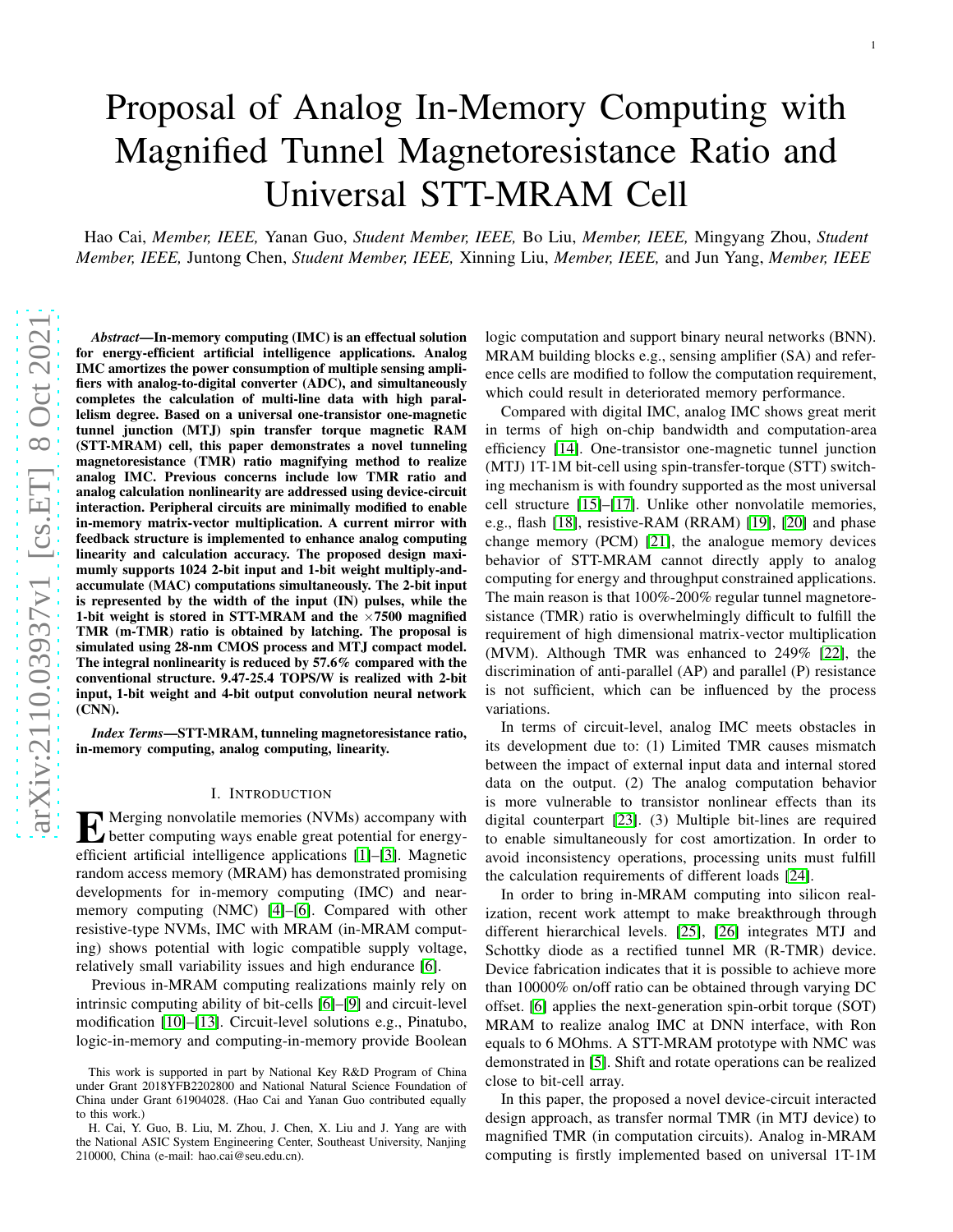# Proposal of Analog In-Memory Computing with Magnified Tunnel Magnetoresistance Ratio and Universal STT-MRAM Cell

Hao Cai, *Member, IEEE,* Yanan Guo, *Student Member, IEEE,* Bo Liu, *Member, IEEE,* Mingyang Zhou, *Student Member, IEEE,* Juntong Chen, *Student Member, IEEE,* Xinning Liu, *Member, IEEE,* and Jun Yang, *Member, IEEE*

***Abstract*—In-memory computing (IMC) is an effectual solution for energy-efficient artificial intelligence applications. Analog IMC amortizes the power consumption of multiple sensing amplifiers with analog-to-digital converter (ADC), and simultaneously completes the calculation of multi-line data with high parallelism degree. Based on a universal one-transistor one-magnetic tunnel junction (MTJ) spin transfer torque magnetic RAM (STT-MRAM) cell, this paper demonstrates a novel tunneling magnetoresistance (TMR) ratio magnifying method to realize analog IMC. Previous concerns include low TMR ratio and analog calculation nonlinearity are addressed using device-circuit interaction. Peripheral circuits are minimally modified to enable in-memory matrix-vector multiplication. A current mirror with feedback structure is implemented to enhance analog computing linearity and calculation accuracy. The proposed design maximumly supports 1024 2-bit input and 1-bit weight multiply-and-accumulate (MAC) computations simultaneously. The 2-bit input is represented by the width of the input (IN) pulses, while the 1-bit weight is stored in STT-MRAM and the $\times$7500 magnified TMR (m-TMR) ratio is obtained by latching. The proposal is simulated using 28-nm CMOS process and MTJ compact model. The integral nonlinearity is reduced by 57.6% compared with the conventional structure. 9.47-25.4 TOPS/W is realized with 2-bit input, 1-bit weight and 4-bit output convolution neural network (CNN).**

***Index Terms*—STT-MRAM, tunneling magnetoresistance ratio, in-memory computing, analog computing, linearity.**

## I. Introduction

Emerging nonvolatile memories (NVMs) accompany with better computing ways enable great potential for energy-efficient artificial intelligence applications [1]–[3]. Magnetic random access memory (MRAM) has demonstrated promising developments for in-memory computing (IMC) and near-memory computing (NMC) [4]–[6]. Compared with other resistive-type NVMs, IMC with MRAM (in-MRAM computing) shows potential with logic compatible supply voltage, relatively small variability issues and high endurance [6].

Previous in-MRAM computing realizations mainly rely on intrinsic computing ability of bit-cells [6]–[9] and circuit-level modification [10]–[13]. Circuit-level solutions e.g., Pinatubo, logic-in-memory and computing-in-memory provide Boolean logic computation and support binary neural networks (BNN). MRAM building blocks e.g., sensing amplifier (SA) and reference cells are modified to follow the computation requirement, which could result in deteriorated memory performance.

Compared with digital IMC, analog IMC shows great merit in terms of high on-chip bandwidth and computation-area efficiency [14]. One-transistor one-magnetic tunnel junction (MTJ) 1T-1M bit-cell using spin-transfer-torque (STT) switching mechanism is with foundry supported as the most universal cell structure [15]–[17]. Unlike other nonvolatile memories, e.g., flash [18], resistive-RAM (RRAM) [19], [20] and phase change memory (PCM) [21], the analogue memory devices behavior of STT-MRAM cannot directly apply to analog computing for energy and throughput constrained applications. The main reason is that 100%-200% regular tunnel magnetoresistance (TMR) ratio is overwhelmingly difficult to fulfill the requirement of high dimensional matrix-vector multiplication (MVM). Although TMR was enhanced to 249% [22], the discrimination of anti-parallel (AP) and parallel (P) resistance is not sufficient, which can be influenced by the process variations.

In terms of circuit-level, analog IMC meets obstacles in its development due to: (1) Limited TMR causes mismatch between the impact of external input data and internal stored data on the output. (2) The analog computation behavior is more vulnerable to transistor nonlinear effects than its digital counterpart [23]. (3) Multiple bit-lines are required to enable simultaneously for cost amortization. In order to avoid inconsistency operations, processing units must fulfill the calculation requirements of different loads [24].

In order to bring in-MRAM computing into silicon realization, recent work attempt to make breakthrough through different hierarchical levels. [25], [26] integrates MTJ and Schottky diode as a rectified tunnel MR (R-TMR) device. Device fabrication indicates that it is possible to achieve more than 10000% on/off ratio can be obtained through varying DC offset. [6] applies the next-generation spin-orbit torque (SOT) MRAM to realize analog IMC at DNN interface, with Ron equals to 6 MOhms. A STT-MRAM prototype with NMC was demonstrated in [5]. Shift and rotate operations can be realized close to bit-cell array.

In this paper, the proposed a novel device-circuit interacted design approach, as transfer normal TMR (in MTJ device) to magnified TMR (in computation circuits). Analog in-MRAM computing is firstly implemented based on universal 1T-1M

This work is supported in part by National Key R&D Program of China under Grant 2018YFB2202800 and National Natural Science Foundation of China under Grant 61904028. (Hao Cai and Yanan Guo contributed equally to this work.)

H. Cai, Y. Guo, B. Liu, M. Zhou, J. Chen, X. Liu and J. Yang are with the National ASIC System Engineering Center, Southeast University, Nanjing 210000, China (e-mail: hao.cai@seu.edu.cn).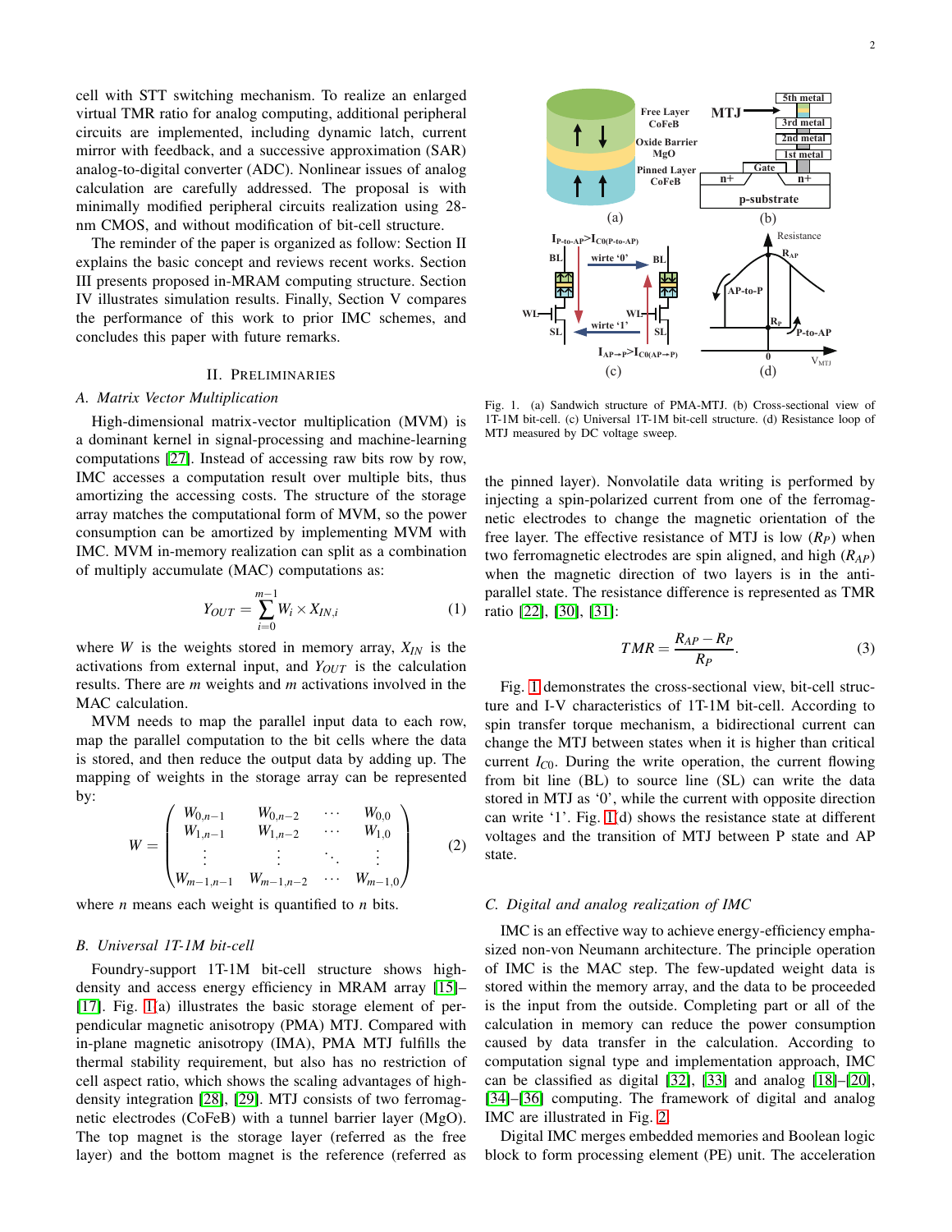cell with STT switching mechanism. To realize an enlarged virtual TMR ratio for analog computing, additional peripheral circuits are implemented, including dynamic latch, current mirror with feedback, and a successive approximation (SAR) analog-to-digital converter (ADC). Nonlinear issues of analog calculation are carefully addressed. The proposal is with minimally modified peripheral circuits realization using 28-nm CMOS, and without modification of bit-cell structure.

The reminder of the paper is organized as follow: Section II explains the basic concept and reviews recent works. Section III presents proposed in-MRAM computing structure. Section IV illustrates simulation results. Finally, Section V compares the performance of this work to prior IMC schemes, and concludes this paper with future remarks.

## II. Preliminaries

### A. Matrix Vector Multiplication

High-dimensional matrix-vector multiplication (MVM) is a dominant kernel in signal-processing and machine-learning computations [27]. Instead of accessing raw bits row by row, IMC accesses a computation result over multiple bits, thus amortizing the accessing costs. The structure of the storage array matches the computational form of MVM, so the power consumption can be amortized by implementing MVM with IMC. MVM in-memory realization can split as a combination of multiply accumulate (MAC) computations as:

$$Y_{OUT} = \sum_{i=0}^{m-1} W_i \times X_{IN,i} \tag{1}$$

where $W$ is the weights stored in memory array, $X_{IN}$ is the activations from external input, and $Y_{OUT}$ is the calculation results. There are $m$ weights and $m$ activations involved in the MAC calculation.

MVM needs to map the parallel input data to each row, map the parallel computation to the bit cells where the data is stored, and then reduce the output data by adding up. The mapping of weights in the storage array can be represented by:

$$W = \begin{pmatrix} W_{0,n-1} & W_{0,n-2} & \cdots & W_{0,0} \\ W_{1,n-1} & W_{1,n-2} & \cdots & W_{1,0} \\ \vdots & \vdots & \ddots & \vdots \\ W_{m-1,n-1} & W_{m-1,n-2} & \cdots & W_{m-1,0} \end{pmatrix} \tag{2}$$

where $n$ means each weight is quantified to $n$ bits.

### B. Universal 1T-1M bit-cell

Foundry-support 1T-1M bit-cell structure shows high-density and access energy efficiency in MRAM array [15]–[17]. Fig. 1(a) illustrates the basic storage element of perpendicular magnetic anisotropy (PMA) MTJ. Compared with in-plane magnetic anisotropy (IMA), PMA MTJ fulfills the thermal stability requirement, but also has no restriction of cell aspect ratio, which shows the scaling advantages of high-density integration [28], [29]. MTJ consists of two ferromagnetic electrodes (CoFeB) with a tunnel barrier layer (MgO). The top magnet is the storage layer (referred as the free layer) and the bottom magnet is the reference (referred as the pinned layer). Nonvolatile data writing is performed by injecting a spin-polarized current from one of the ferromagnetic electrodes to change the magnetic orientation of the free layer. The effective resistance of MTJ is low ($R_P$) when two ferromagnetic electrodes are spin aligned, and high ($R_{AP}$) when the magnetic direction of two layers is in the anti-parallel state. The resistance difference is represented as TMR ratio [22], [30], [31]:

Fig. 1. (a) Sandwich structure of PMA-MTJ. (b) Cross-sectional view of 1T-1M bit-cell. (c) Universal 1T-1M bit-cell structure. (d) Resistance loop of MTJ measured by DC voltage sweep.

$$TMR = \frac{R_{AP} - R_P}{R_P}. \tag{3}$$

Fig. 1 demonstrates the cross-sectional view, bit-cell structure and I-V characteristics of 1T-1M bit-cell. According to spin transfer torque mechanism, a bidirectional current can change the MTJ between states when it is higher than critical current $I_{C0}$. During the write operation, the current flowing from bit line (BL) to source line (SL) can write the data stored in MTJ as '0', while the current with opposite direction can write '1'. Fig. 1(d) shows the resistance state at different voltages and the transition of MTJ between P state and AP state.

### C. Digital and analog realization of IMC

IMC is an effective way to achieve energy-efficiency emphasized non-von Neumann architecture. The principle operation of IMC is the MAC step. The few-updated weight data is stored within the memory array, and the data to be proceeded is the input from the outside. Completing part or all of the calculation in memory can reduce the power consumption caused by data transfer in the calculation. According to computation signal type and implementation approach, IMC can be classified as digital [32], [33] and analog [18]–[20], [34]–[36] computing. The framework of digital and analog IMC are illustrated in Fig. 2.

Digital IMC merges embedded memories and Boolean logic block to form processing element (PE) unit. The acceleration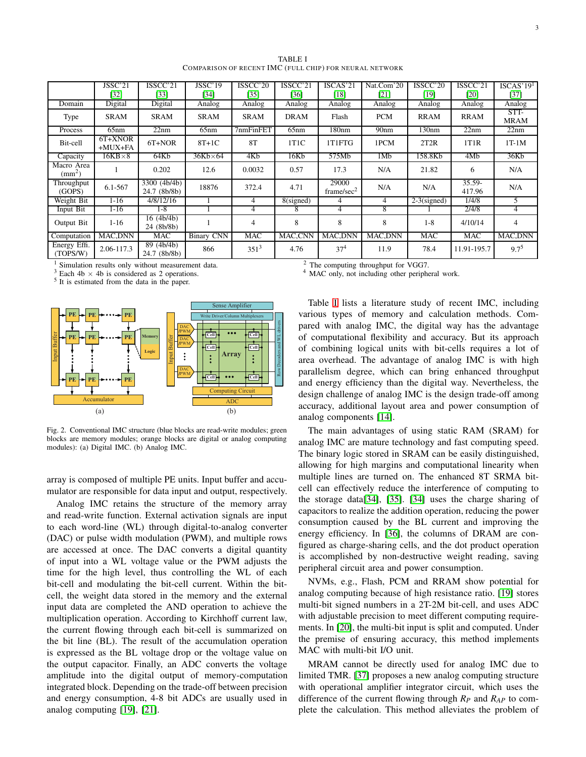TABLE I
COMPARISON OF RECENT IMC (FULL CHIP) FOR NEURAL NETWORK

| | JSSC'21 [32] | ISSCC'21 [33] | JSSC'19 [34] | ISSCC'20 [35] | ISSCC'21 [36] | ISCAS'21 [18] | Nat.Com'20 [21] | ISSCC'20 [19] | ISSCC'21 [20] | ISCAS'19[1] [37] |
|---|---|---|---|---|---|---|---|---|---|---|
| Domain | Digital | Digital | Analog | Analog | Analog | Analog | Analog | Analog | Analog | Analog |
| Type | SRAM | SRAM | SRAM | SRAM | DRAM | Flash | PCM | RRAM | RRAM | STT-MRAM |
| Process | 65nm | 22nm | 65nm | 7nmFinFET | 65nm | 180nm | 90nm | 130nm | 22nm | 22nm |
| Bit-cell | 6T+XNOR +MUX+FA | 6T+NOR | 8T+1C | 8T | 1T1C | 1T1FTG | 1PCM | 2T2R | 1T1R | 1T-1M |
| Capacity | 16KB×8 | 64Kb | 36Kb×64 | 4Kb | 16Kb | 575Mb | 1Mb | 158.8Kb | 4Mb | 36Kb |
| Macro Area ($mm^2$) | 1 | 0.202 | 12.6 | 0.0032 | 0.57 | 17.3 | N/A | 21.82 | 6 | N/A |
| Throughput (GOPS) | 6.1-567 | 3300 (4b/4b) 24.7 (8b/8b) | 18876 | 372.4 | 4.71 | 29000 frame/sec[2] | N/A | N/A | 35.59-417.96 | N/A |
| Weight Bit | 1-16 | 4/8/12/16 | 1 | 4 | 8(signed) | 4 | 4 | 2-3(signed) | 1/4/8 | 5 |
| Input Bit | 1-16 | 1-8 | 1 | 4 | 8 | 4 | 8 | 1 | 2/4/8 | 4 |
| Output Bit | 1-16 | 16 (4b/4b) 24 (8b/8b) | 1 | 4 | 8 | 8 | 8 | 1-8 | 4/10/14 | 4 |
| Computation | MAC,DNN | MAC | Binary CNN | MAC | MAC,CNN | MAC,DNN | MAC,DNN | MAC | MAC | MAC,DNN |
| Energy Effi. (TOPS/W) | 2.06-117.3 | 89 (4b/4b) 24.7 (8b/8b) | 866 | 351[3] | 4.76 | 37[4] | 11.9 | 78.4 | 11.91-195.7 | 9.7[5] |

[1] Simulation results only without measurement data.
[2] The computing throughput for VGG7.
[3] Each 4b × 4b is considered as 2 operations.
[4] MAC only, not including other peripheral work.
[5] It is estimated from the data in the paper.

Fig. 2. Conventional IMC structure (blue blocks are read-write modules; green blocks are memory modules; orange blocks are digital or analog computing modules): (a) Digital IMC. (b) Analog IMC.

array is composed of multiple PE units. Input buffer and accumulator are responsible for data input and output, respectively.

Analog IMC retains the structure of the memory array and read-write function. External activation signals are input to each word-line (WL) through digital-to-analog converter (DAC) or pulse width modulation (PWM), and multiple rows are accessed at once. The DAC converts a digital quantity of input into a WL voltage value or the PWM adjusts the time for the high level, thus controlling the WL of each bit-cell and modulating the bit-cell current. Within the bit-cell, the weight data stored in the memory and the external input data are completed the AND operation to achieve the multiplication operation. According to Kirchhoff current law, the current flowing through each bit-cell is summarized on the bit line (BL). The result of the accumulation operation is expressed as the BL voltage drop or the voltage value on the output capacitor. Finally, an ADC converts the voltage amplitude into the digital output of memory-computation integrated block. Depending on the trade-off between precision and energy consumption, 4-8 bit ADCs are usually used in analog computing [19], [21].

Table I lists a literature study of recent IMC, including various types of memory and calculation methods. Compared with analog IMC, the digital way has the advantage of computational flexibility and accuracy. But its approach of combining logical units with bit-cells requires a lot of area overhead. The advantage of analog IMC is with high parallelism degree, which can bring enhanced throughput and energy efficiency than the digital way. However, the design challenge of analog IMC is the design trade-off among accuracy, additional layout area and power consumption of analog components [14].

The main advantages of using static RAM (SRAM) for analog IMC are mature technology and fast computing speed. The binary logic stored in SRAM can be easily distinguished, allowing for high margins and computational linearity when multiple lines are turned on. The enhanced 8T SRMA bit-cell can effectively reduce the interference of computing to the storage data[34], [35]. [34] uses the charge sharing of capacitors to realize the addition operation, reducing the power consumption caused by the BL current and improving the energy efficiency. In [36], the columns of DRAM are configured as charge-sharing cells, and the dot product operation is accomplished by non-destructive weight reading, saving peripheral circuit area and power consumption.

NVMs, e.g., Flash, PCM and RRAM show potential for analog computing because of high resistance ratio. [19] stores multi-bit signed numbers in a 2T-2M bit-cell, and uses ADC with adjustable precision to meet different computing requirements. In [20], the multi-bit input is split and computed. Under the premise of ensuring accuracy, this method implements MAC with multi-bit I/O unit.

MRAM cannot be directly used for analog IMC due to limited TMR. [37] proposes a new analog computing structure with operational amplifier integrator circuit, which uses the difference of the current flowing through $R_P$ and $R_{AP}$ to complete the calculation. This method alleviates the problem of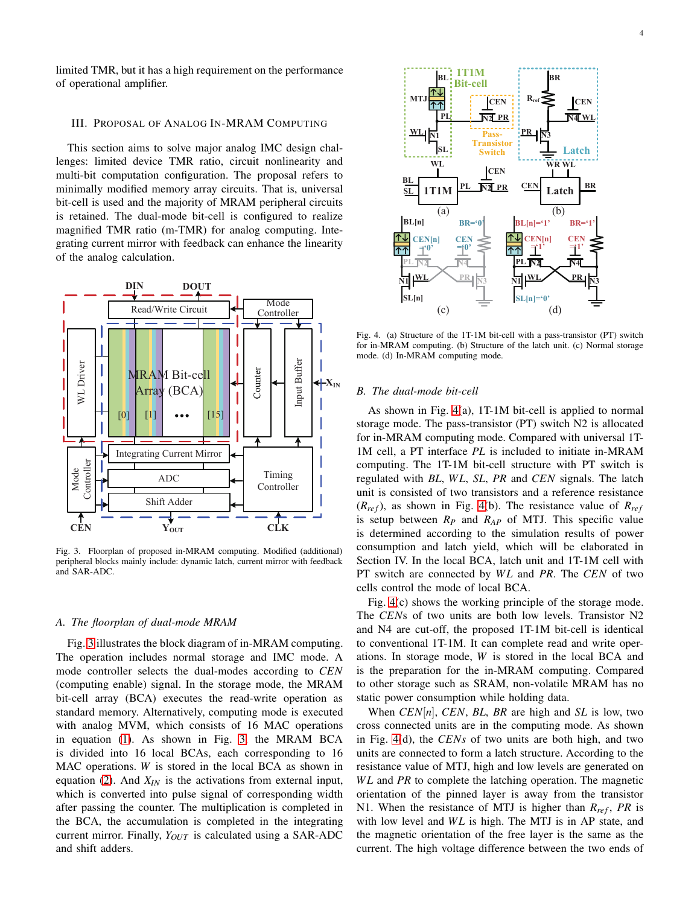limited TMR, but it has a high requirement on the performance of operational amplifier.

## III. Proposal of Analog In-MRAM Computing

This section aims to solve major analog IMC design challenges: limited device TMR ratio, circuit nonlinearity and multi-bit computation configuration. The proposal refers to minimally modified memory array circuits. That is, universal bit-cell is used and the majority of MRAM peripheral circuits is retained. The dual-mode bit-cell is configured to realize magnified TMR ratio (m-TMR) for analog computing. Integrating current mirror with feedback can enhance the linearity of the analog calculation.

Fig. 3. Floorplan of proposed in-MRAM computing. Modified (additional) peripheral blocks mainly include: dynamic latch, current mirror with feedback and SAR-ADC.

### A. The floorplan of dual-mode MRAM

Fig. 3 illustrates the block diagram of in-MRAM computing. The operation includes normal storage and IMC mode. A mode controller selects the dual-modes according to *CEN* (computing enable) signal. In the storage mode, the MRAM bit-cell array (BCA) executes the read-write operation as standard memory. Alternatively, computing mode is executed with analog MVM, which consists of 16 MAC operations in equation (1). As shown in Fig. 3, the MRAM BCA is divided into 16 local BCAs, each corresponding to 16 MAC operations. *W* is stored in the local BCA as shown in equation (2). And $X_{IN}$ is the activations from external input, which is converted into pulse signal of corresponding width after passing the counter. The multiplication is completed in the BCA, the accumulation is completed in the integrating current mirror. Finally, $Y_{OUT}$ is calculated using a SAR-ADC and shift adders.

Fig. 4. (a) Structure of the 1T-1M bit-cell with a pass-transistor (PT) switch for in-MRAM computing. (b) Structure of the latch unit. (c) Normal storage mode. (d) In-MRAM computing mode.

### B. The dual-mode bit-cell

As shown in Fig. 4(a), 1T-1M bit-cell is applied to normal storage mode. The pass-transistor (PT) switch N2 is allocated for in-MRAM computing mode. Compared with universal 1T-1M cell, a PT interface *PL* is included to initiate in-MRAM computing. The 1T-1M bit-cell structure with PT switch is regulated with *BL*, *WL*, *SL*, *PR* and *CEN* signals. The latch unit is consisted of two transistors and a reference resistance ($R_{ref}$), as shown in Fig. 4(b). The resistance value of $R_{ref}$ is setup between $R_P$ and $R_{AP}$ of MTJ. This specific value is determined according to the simulation results of power consumption and latch yield, which will be elaborated in Section IV. In the local BCA, latch unit and 1T-1M cell with PT switch are connected by *WL* and *PR*. The *CEN* of two cells control the mode of local BCA.

Fig. 4(c) shows the working principle of the storage mode. The *CEN*s of two units are both low levels. Transistor N2 and N4 are cut-off, the proposed 1T-1M bit-cell is identical to conventional 1T-1M. It can complete read and write operations. In storage mode, *W* is stored in the local BCA and is the preparation for the in-MRAM computing. Compared to other storage such as SRAM, non-volatile MRAM has no static power consumption while holding data.

When *CEN*[*n*], *CEN*, *BL*, *BR* are high and *SL* is low, two cross connected units are in the computing mode. As shown in Fig. 4(d), the *CEN*s of two units are both high, and two units are connected to form a latch structure. According to the resistance value of MTJ, high and low levels are generated on *WL* and *PR* to complete the latching operation. The magnetic orientation of the pinned layer is away from the transistor N1. When the resistance of MTJ is higher than $R_{ref}$, *PR* is with low level and *WL* is high. The MTJ is in AP state, and the magnetic orientation of the free layer is the same as the current. The high voltage difference between the two ends of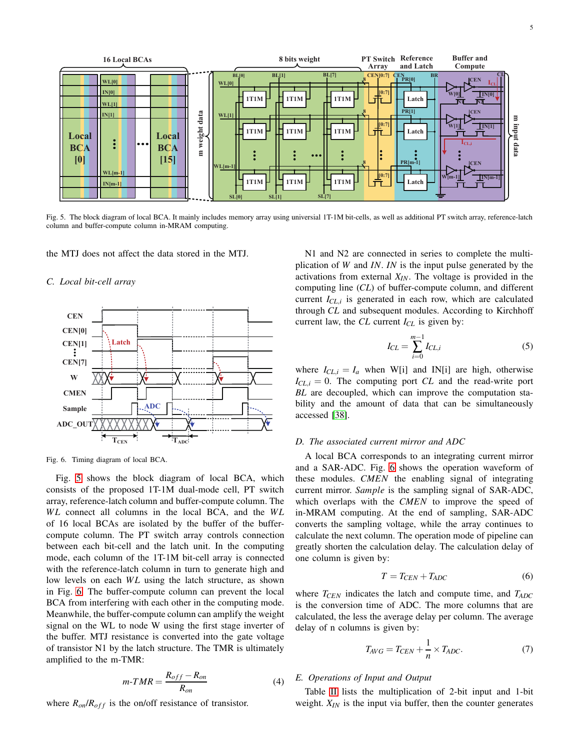Fig. 5. The block diagram of local BCA. It mainly includes memory array using universial 1T-1M bit-cells, as well as additional PT switch array, reference-latch column and buffer-compute column in-MRAM computing.

the MTJ does not affect the data stored in the MTJ.

### C. Local bit-cell array

Fig. 6. Timing diagram of local BCA.

Fig. 5 shows the block diagram of local BCA, which consists of the proposed 1T-1M dual-mode cell, PT switch array, reference-latch column and buffer-compute column. The *WL* connect all columns in the local BCA, and the *WL* of 16 local BCAs are isolated by the buffer of the buffer-compute column. The PT switch array controls connection between each bit-cell and the latch unit. In the computing mode, each column of the 1T-1M bit-cell array is connected with the reference-latch column in turn to generate high and low levels on each *WL* using the latch structure, as shown in Fig. 6. The buffer-compute column can prevent the local BCA from interfering with each other in the computing mode. Meanwhile, the buffer-compute column can amplify the weight signal on the WL to node W using the first stage inverter of the buffer. MTJ resistance is converted into the gate voltage of transistor N1 by the latch structure. The TMR is ultimately amplified to the m-TMR:

$$m\text{-}TMR = \frac{R_{off} - R_{on}}{R_{on}} \tag{4}$$

where $R_{on}/R_{off}$ is the on/off resistance of transistor.

N1 and N2 are connected in series to complete the multiplication of $W$ and $IN$. $IN$ is the input pulse generated by the activations from external $X_{IN}$. The voltage is provided in the computing line ($CL$) of buffer-compute column, and different current $I_{CL,i}$ is generated in each row, which are calculated through $CL$ and subsequent modules. According to Kirchhoff current law, the $CL$ current $I_{CL}$ is given by:

$$I_{CL} = \sum_{i=0}^{m-1} I_{CL,i} \tag{5}$$

where $I_{CL,i} = I_a$ when W[i] and IN[i] are high, otherwise $I_{CL,i} = 0$. The computing port $CL$ and the read-write port $BL$ are decoupled, which can improve the computation stability and the amount of data that can be simultaneously accessed [38].

### D. The associated current mirror and ADC

A local BCA corresponds to an integrating current mirror and a SAR-ADC. Fig. 6 shows the operation waveform of these modules. *CMEN* the enabling signal of integrating current mirror. *Sample* is the sampling signal of SAR-ADC, which overlaps with the *CMEN* to improve the speed of in-MRAM computing. At the end of sampling, SAR-ADC converts the sampling voltage, while the array continues to calculate the next column. The operation mode of pipeline can greatly shorten the calculation delay. The calculation delay of one column is given by:

$$T = T_{CEN} + T_{ADC} \tag{6}$$

where $T_{CEN}$ indicates the latch and compute time, and $T_{ADC}$ is the conversion time of ADC. The more columns that are calculated, the less the average delay per column. The average delay of n columns is given by:

$$T_{AVG} = T_{CEN} + \frac{1}{n} \times T_{ADC}. \tag{7}$$

### E. Operations of Input and Output

Table II lists the multiplication of 2-bit input and 1-bit weight. $X_{IN}$ is the input via buffer, then the counter generates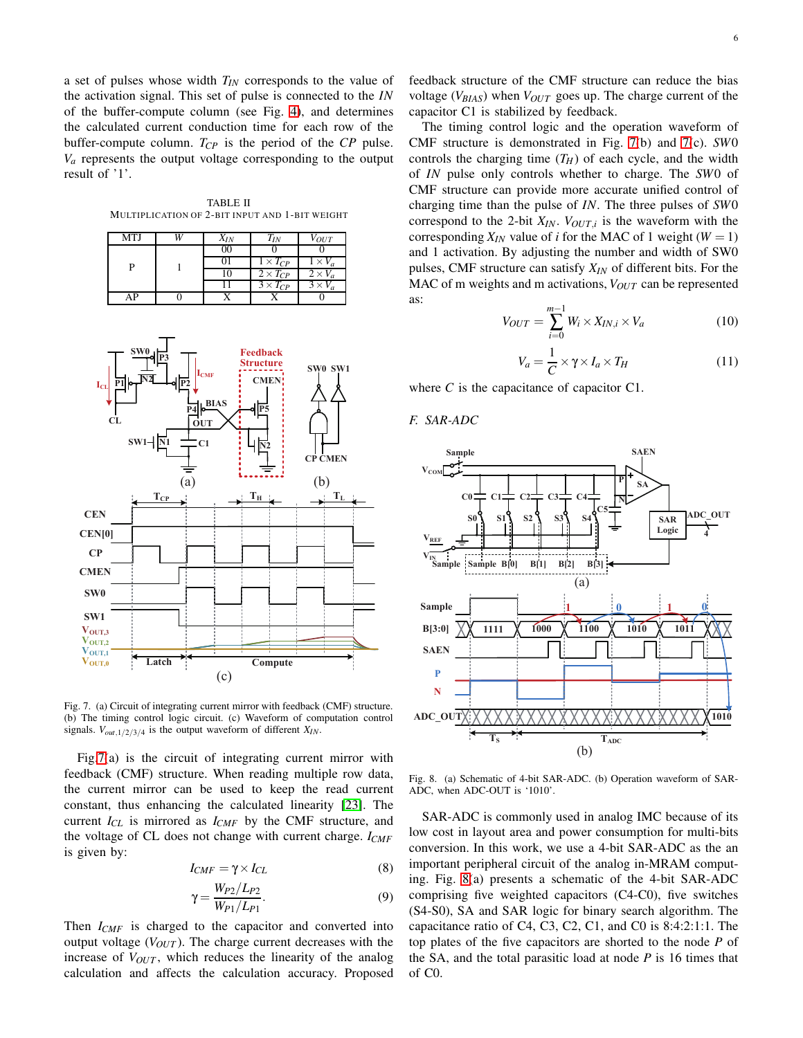a set of pulses whose width $T_{IN}$ corresponds to the value of the activation signal. This set of pulse is connected to the *IN* of the buffer-compute column (see Fig. 4), and determines the calculated current conduction time for each row of the buffer-compute column. $T_{CP}$ is the period of the *CP* pulse. $V_a$ represents the output voltage corresponding to the output result of '1'.

TABLE II
MULTIPLICATION OF 2-BIT INPUT AND 1-BIT WEIGHT

| MTJ | $W$ | $X_{IN}$ | $T_{IN}$ | $V_{OUT}$ |
|---|---|---|---|---|
| P | 1 | 00 | 0 | 0 |
| | | 01 | $1 \times T_{CP}$ | $1 \times V_a$ |
| | | 10 | $2 \times T_{CP}$ | $2 \times V_a$ |
| | | 11 | $3 \times T_{CP}$ | $3 \times V_a$ |
| AP | 0 | X | X | 0 |

Fig. 7. (a) Circuit of integrating current mirror with feedback (CMF) structure. (b) The timing control logic circuit. (c) Waveform of computation control signals. $V_{out,1/2/3/4}$ is the output waveform of different $X_{IN}$.

Fig 7(a) is the circuit of integrating current mirror with feedback (CMF) structure. When reading multiple row data, the current mirror can be used to keep the read current constant, thus enhancing the calculated linearity [23]. The current $I_{CL}$ is mirrored as $I_{CMF}$ by the CMF structure, and the voltage of CL does not change with current charge. $I_{CMF}$ is given by:

$$I_{CMF} = \gamma \times I_{CL} \tag{8}$$

$$\gamma = \frac{W_{P2}/L_{P2}}{W_{P1}/L_{P1}}. \tag{9}$$

Then $I_{CMF}$ is charged to the capacitor and converted into output voltage ($V_{OUT}$). The charge current decreases with the increase of $V_{OUT}$, which reduces the linearity of the analog calculation and affects the calculation accuracy. Proposed feedback structure of the CMF structure can reduce the bias voltage ($V_{BIAS}$) when $V_{OUT}$ goes up. The charge current of the capacitor C1 is stabilized by feedback.

The timing control logic and the operation waveform of CMF structure is demonstrated in Fig. 7(b) and 7(c). *SW*0 controls the charging time ($T_H$) of each cycle, and the width of *IN* pulse only controls whether to charge. The *SW*0 of CMF structure can provide more accurate unified control of charging time than the pulse of *IN*. The three pulses of *SW*0 correspond to the 2-bit $X_{IN}$. $V_{OUT,i}$ is the waveform with the corresponding $X_{IN}$ value of $i$ for the MAC of 1 weight ($W = 1$) and 1 activation. By adjusting the number and width of SW0 pulses, CMF structure can satisfy $X_{IN}$ of different bits. For the MAC of m weights and m activations, $V_{OUT}$ can be represented as:

$$V_{OUT} = \sum_{i=0}^{m-1} W_i \times X_{IN,i} \times V_a \tag{10}$$

$$V_a = \frac{1}{C} \times \gamma \times I_a \times T_H \tag{11}$$

where $C$ is the capacitance of capacitor C1.

### F. SAR-ADC

Fig. 8. (a) Schematic of 4-bit SAR-ADC. (b) Operation waveform of SAR-ADC, when ADC-OUT is '1010'.

SAR-ADC is commonly used in analog IMC because of its low cost in layout area and power consumption for multi-bits conversion. In this work, we use a 4-bit SAR-ADC as the an important peripheral circuit of the analog in-MRAM computing. Fig. 8(a) presents a schematic of the 4-bit SAR-ADC comprising five weighted capacitors (C4-C0), five switches (S4-S0), SA and SAR logic for binary search algorithm. The capacitance ratio of C4, C3, C2, C1, and C0 is 8:4:2:1:1. The top plates of the five capacitors are shorted to the node *P* of the SA, and the total parasitic load at node *P* is 16 times that of C0.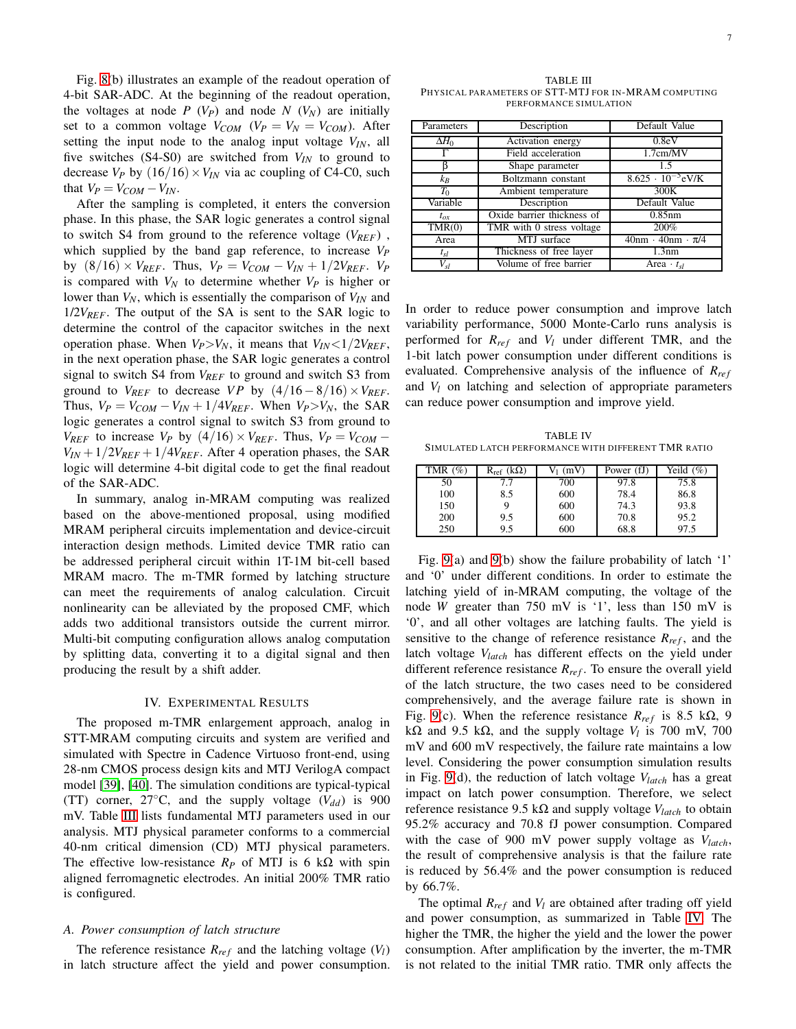Fig. 8(b) illustrates an example of the readout operation of 4-bit SAR-ADC. At the beginning of the readout operation, the voltages at node $P$ ($V_P$) and node $N$ ($V_N$) are initially set to a common voltage $V_{COM}$ ($V_P = V_N = V_{COM}$). After setting the input node to the analog input voltage $V_{IN}$, all five switches (S4-S0) are switched from $V_{IN}$ to ground to decrease $V_P$ by $(16/16) \times V_{IN}$ via ac coupling of C4-C0, such that $V_P = V_{COM} - V_{IN}$.

After the sampling is completed, it enters the conversion phase. In this phase, the SAR logic generates a control signal to switch S4 from ground to the reference voltage ($V_{REF}$) , which supplied by the band gap reference, to increase $V_P$ by $(8/16) \times V_{REF}$. Thus, $V_P = V_{COM} - V_{IN} + 1/2V_{REF}$. $V_P$ is compared with $V_N$ to determine whether $V_P$ is higher or lower than $V_N$, which is essentially the comparison of $V_{IN}$ and $1/2V_{REF}$. The output of the SA is sent to the SAR logic to determine the control of the capacitor switches in the next operation phase. When $V_P$>$V_N$, it means that $V_{IN}$<$1/2V_{REF}$, in the next operation phase, the SAR logic generates a control signal to switch S4 from $V_{REF}$ to ground and switch S3 from ground to $V_{REF}$ to decrease $VP$ by $(4/16 - 8/16) \times V_{REF}$. Thus, $V_P = V_{COM} - V_{IN} + 1/4V_{REF}$. When $V_P$>$V_N$, the SAR logic generates a control signal to switch S3 from ground to $V_{REF}$ to increase $V_P$ by $(4/16) \times V_{REF}$. Thus, $V_P = V_{COM} - V_{IN} + 1/2V_{REF} + 1/4V_{REF}$. After 4 operation phases, the SAR logic will determine 4-bit digital code to get the final readout of the SAR-ADC.

In summary, analog in-MRAM computing was realized based on the above-mentioned proposal, using modified MRAM peripheral circuits implementation and device-circuit interaction design methods. Limited device TMR ratio can be addressed peripheral circuit within 1T-1M bit-cell based MRAM macro. The m-TMR formed by latching structure can meet the requirements of analog calculation. Circuit nonlinearity can be alleviated by the proposed CMF, which adds two additional transistors outside the current mirror. Multi-bit computing configuration allows analog computation by splitting data, converting it to a digital signal and then producing the result by a shift adder.

## IV. Experimental Results

The proposed m-TMR enlargement approach, analog in STT-MRAM computing circuits and system are verified and simulated with Spectre in Cadence Virtuoso front-end, using 28-nm CMOS process design kits and MTJ VerilogA compact model [39], [40]. The simulation conditions are typical-typical (TT) corner, 27°C, and the supply voltage ($V_{dd}$) is 900 mV. Table III lists fundamental MTJ parameters used in our analysis. MTJ physical parameter conforms to a commercial 40-nm critical dimension (CD) MTJ physical parameters. The effective low-resistance $R_P$ of MTJ is 6 kΩ with spin aligned ferromagnetic electrodes. An initial 200% TMR ratio is configured.

### A. Power consumption of latch structure

The reference resistance $R_{ref}$ and the latching voltage ($V_l$) in latch structure affect the yield and power consumption.

TABLE III
Physical Parameters of STT-MTJ for In-MRAM Computing Performance Simulation

| Parameters | Description | Default Value |
|---|---|---|
| $\Delta H_0$ | Activation energy | 0.8eV |
| $\Gamma$ | Field acceleration | 1.7cm/MV |
| $\beta$ | Shape parameter | 1.5 |
| $k_B$ | Boltzmann constant | $8.625 \cdot 10^{-5}$eV/K |
| $T_0$ | Ambient temperature | 300K |
| Variable | Description | Default Value |
| $t_{ox}$ | Oxide barrier thickness of | 0.85nm |
| TMR(0) | TMR with 0 stress voltage | 200% |
| Area | MTJ surface | $40\text{nm} \cdot 40\text{nm} \cdot \pi/4$ |
| $t_{sl}$ | Thickness of free layer | 1.3nm |
| $V_{sl}$ | Volume of free barrier | Area $\cdot$ $t_{sl}$ |

In order to reduce power consumption and improve latch variability performance, 5000 Monte-Carlo runs analysis is performed for $R_{ref}$ and $V_l$ under different TMR, and the 1-bit latch power consumption under different conditions is evaluated. Comprehensive analysis of the influence of $R_{ref}$ and $V_l$ on latching and selection of appropriate parameters can reduce power consumption and improve yield.

TABLE IV
Simulated Latch Performance with Different TMR Ratio

| TMR (%) | $R_{ref}$ (kΩ) | $V_l$ (mV) | Power (fJ) | Yeild (%) |
|---|---|---|---|---|
| 50 | 7.7 | 700 | 97.8 | 75.8 |
| 100 | 8.5 | 600 | 78.4 | 86.8 |
| 150 | 9 | 600 | 74.3 | 93.8 |
| 200 | 9.5 | 600 | 70.8 | 95.2 |
| 250 | 9.5 | 600 | 68.8 | 97.5 |

Fig. 9(a) and 9(b) show the failure probability of latch '1' and '0' under different conditions. In order to estimate the latching yield of in-MRAM computing, the voltage of the node $W$ greater than 750 mV is '1', less than 150 mV is '0', and all other voltages are latching faults. The yield is sensitive to the change of reference resistance $R_{ref}$, and the latch voltage $V_{latch}$ has different effects on the yield under different reference resistance $R_{ref}$. To ensure the overall yield of the latch structure, the two cases need to be considered comprehensively, and the average failure rate is shown in Fig. 9(c). When the reference resistance $R_{ref}$ is 8.5 kΩ, 9 kΩ and 9.5 kΩ, and the supply voltage $V_l$ is 700 mV, 700 mV and 600 mV respectively, the failure rate maintains a low level. Considering the power consumption simulation results in Fig. 9(d), the reduction of latch voltage $V_{latch}$ has a great impact on latch power consumption. Therefore, we select reference resistance 9.5 kΩ and supply voltage $V_{latch}$ to obtain 95.2% accuracy and 70.8 fJ power consumption. Compared with the case of 900 mV power supply voltage as $V_{latch}$, the result of comprehensive analysis is that the failure rate is reduced by 56.4% and the power consumption is reduced by 66.7%.

The optimal $R_{ref}$ and $V_l$ are obtained after trading off yield and power consumption, as summarized in Table IV. The higher the TMR, the higher the yield and the lower the power consumption. After amplification by the inverter, the m-TMR is not related to the initial TMR ratio. TMR only affects the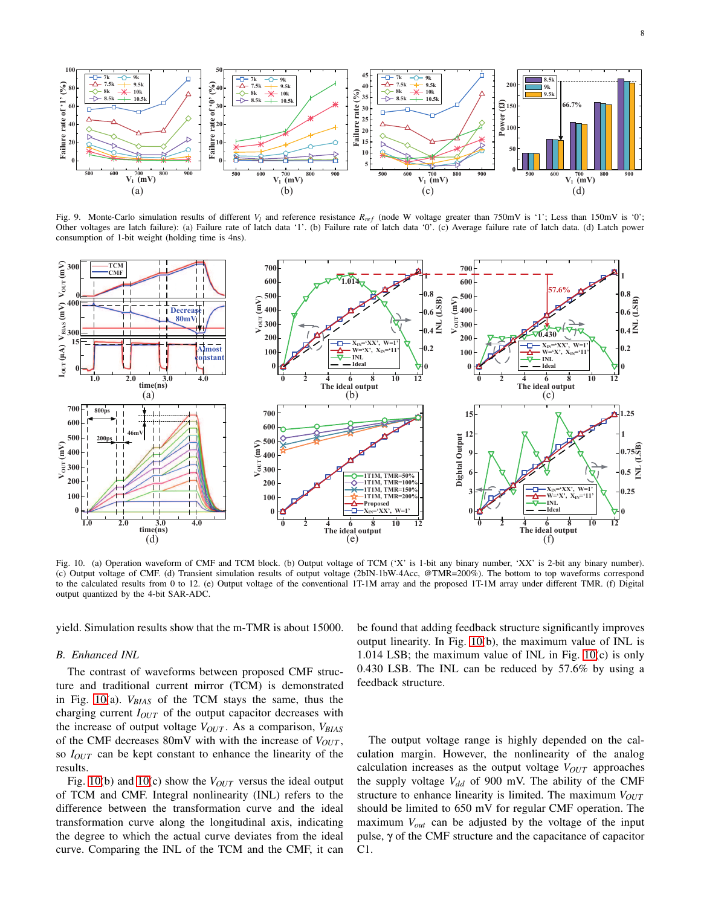Fig. 9. Monte-Carlo simulation results of different $V_l$ and reference resistance $R_{ref}$ (node W voltage greater than 750mV is '1'; Less than 150mV is '0'; Other voltages are latch failure): (a) Failure rate of latch data '1'. (b) Failure rate of latch data '0'. (c) Average failure rate of latch data. (d) Latch power consumption of 1-bit weight (holding time is 4ns).

Fig. 10. (a) Operation waveform of CMF and TCM block. (b) Output voltage of TCM ('X' is 1-bit any binary number, 'XX' is 2-bit any binary number). (c) Output voltage of CMF. (d) Transient simulation results of output voltage (2bIN-1bW-4Acc, @TMR=200%). The bottom to top waveforms correspond to the calculated results from 0 to 12. (e) Output voltage of the conventional 1T-1M array and the proposed 1T-1M array under different TMR. (f) Digital output quantized by the 4-bit SAR-ADC.

yield. Simulation results show that the m-TMR is about 15000.

### B. Enhanced INL

The contrast of waveforms between proposed CMF structure and traditional current mirror (TCM) is demonstrated in Fig. 10(a). $V_{BIAS}$ of the TCM stays the same, thus the charging current $I_{OUT}$ of the output capacitor decreases with the increase of output voltage $V_{OUT}$. As a comparison, $V_{BIAS}$ of the CMF decreases 80mV with with the increase of $V_{OUT}$, so $I_{OUT}$ can be kept constant to enhance the linearity of the results.

Fig. 10(b) and 10(c) show the $V_{OUT}$ versus the ideal output of TCM and CMF. Integral nonlinearity (INL) refers to the difference between the transformation curve and the ideal transformation curve along the longitudinal axis, indicating the degree to which the actual curve deviates from the ideal curve. Comparing the INL of the TCM and the CMF, it can be found that adding feedback structure significantly improves output linearity. In Fig. 10(b), the maximum value of INL is 1.014 LSB; the maximum value of INL in Fig. 10(c) is only 0.430 LSB. The INL can be reduced by 57.6% by using a feedback structure.

The output voltage range is highly depended on the calculation margin. However, the nonlinearity of the analog calculation increases as the output voltage $V_{OUT}$ approaches the supply voltage $V_{dd}$ of 900 mV. The ability of the CMF structure to enhance linearity is limited. The maximum $V_{OUT}$ should be limited to 650 mV for regular CMF operation. The maximum $V_{out}$ can be adjusted by the voltage of the input pulse, γ of the CMF structure and the capacitance of capacitor C1.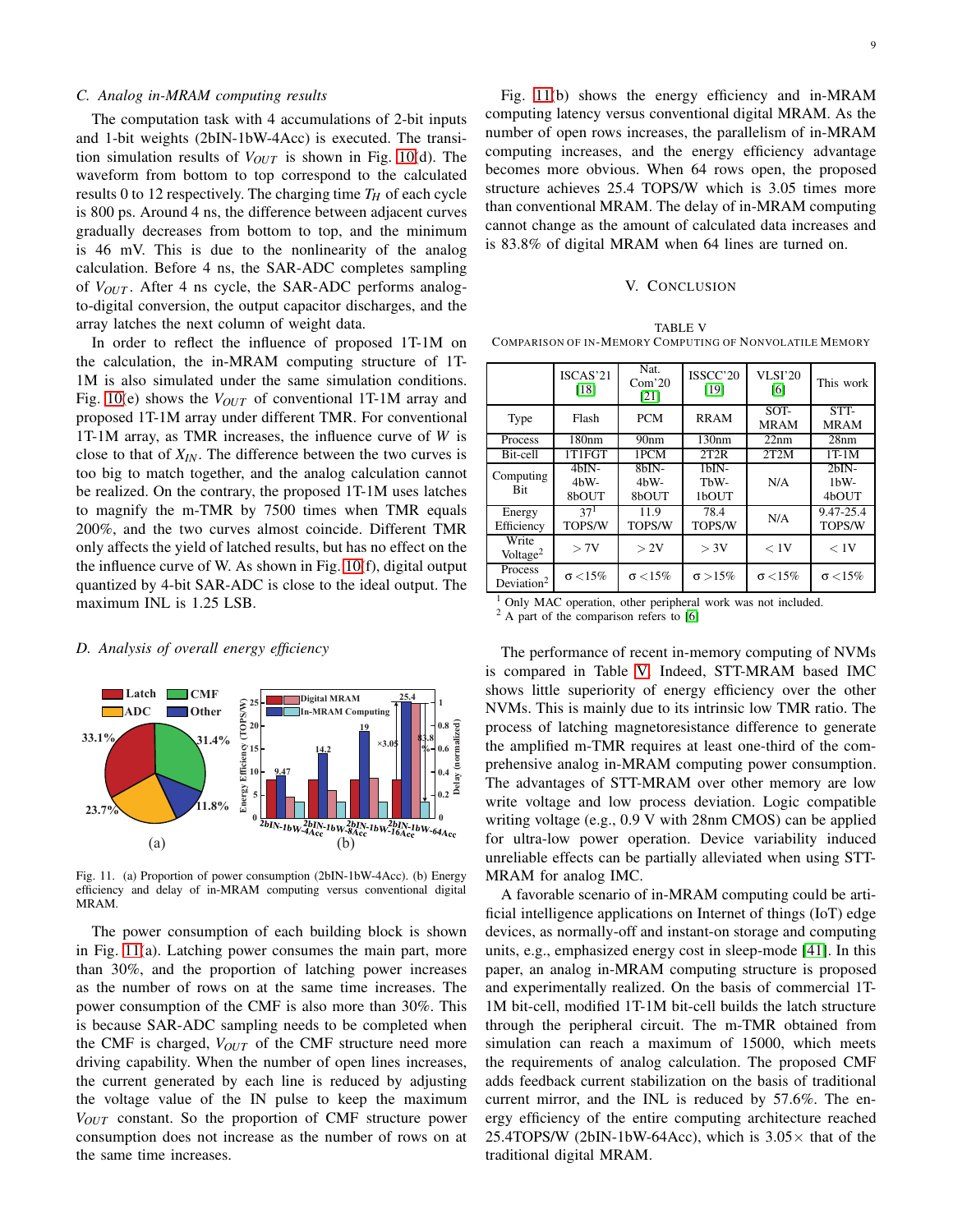### C. Analog in-MRAM computing results

The computation task with 4 accumulations of 2-bit inputs and 1-bit weights (2bIN-1bW-4Acc) is executed. The transition simulation results of $V_{OUT}$ is shown in Fig. 10(d). The waveform from bottom to top correspond to the calculated results 0 to 12 respectively. The charging time $T_H$ of each cycle is 800 ps. Around 4 ns, the difference between adjacent curves gradually decreases from bottom to top, and the minimum is 46 mV. This is due to the nonlinearity of the analog calculation. Before 4 ns, the SAR-ADC completes sampling of $V_{OUT}$. After 4 ns cycle, the SAR-ADC performs analog-to-digital conversion, the output capacitor discharges, and the array latches the next column of weight data.

In order to reflect the influence of proposed 1T-1M on the calculation, the in-MRAM computing structure of 1T-1M is also simulated under the same simulation conditions. Fig. 10(e) shows the $V_{OUT}$ of conventional 1T-1M array and proposed 1T-1M array under different TMR. For conventional 1T-1M array, as TMR increases, the influence curve of $W$ is close to that of $X_{IN}$. The difference between the two curves is too big to match together, and the analog calculation cannot be realized. On the contrary, the proposed 1T-1M uses latches to magnify the m-TMR by 7500 times when TMR equals 200%, and the two curves almost coincide. Different TMR only affects the yield of latched results, but has no effect on the the influence curve of W. As shown in Fig. 10(f), digital output quantized by 4-bit SAR-ADC is close to the ideal output. The maximum INL is 1.25 LSB.

### D. Analysis of overall energy efficiency

Fig. 11. (a) Proportion of power consumption (2bIN-1bW-4Acc). (b) Energy efficiency and delay of in-MRAM computing versus conventional digital MRAM.

The power consumption of each building block is shown in Fig. 11(a). Latching power consumes the main part, more than 30%, and the proportion of latching power increases as the number of rows on at the same time increases. The power consumption of the CMF is also more than 30%. This is because SAR-ADC sampling needs to be completed when the CMF is charged, $V_{OUT}$ of the CMF structure need more driving capability. When the number of open lines increases, the current generated by each line is reduced by adjusting the voltage value of the IN pulse to keep the maximum $V_{OUT}$ constant. So the proportion of CMF structure power consumption does not increase as the number of rows on at the same time increases.

Fig. 11(b) shows the energy efficiency and in-MRAM computing latency versus conventional digital MRAM. As the number of open rows increases, the parallelism of in-MRAM computing increases, and the energy efficiency advantage becomes more obvious. When 64 rows open, the proposed structure achieves 25.4 TOPS/W which is 3.05 times more than conventional MRAM. The delay of in-MRAM computing cannot change as the amount of calculated data increases and is 83.8% of digital MRAM when 64 lines are turned on.

## V. Conclusion

TABLE V
Comparison of In-Memory Computing of Nonvolatile Memory

| | ISCAS'21 [18] | Nat. Com'20 [21] | ISSCC'20 [19] | VLSI'20 [6] | This work |
|---|---|---|---|---|---|
| Type | Flash | PCM | RRAM | SOT-MRAM | STT-MRAM |
| Process | 180nm | 90nm | 130nm | 22nm | 28nm |
| Bit-cell | 1T1FGT | 1PCM | 2T2R | 2T2M | 1T-1M |
| Computing Bit | 4bIN-4bW-8bOUT | 8bIN-4bW-8bOUT | 1bIN-TbW-1bOUT | N/A | 2bIN-1bW-4bOUT |
| Energy Efficiency | 37[1] TOPS/W | 11.9 TOPS/W | 78.4 TOPS/W | N/A | 9.47-25.4 TOPS/W |
| Write Voltage[2] | > 7V | > 2V | > 3V | < 1V | < 1V |
| Process Deviation[2] | σ <15% | σ <15% | σ >15% | σ <15% | σ <15% |

[1] Only MAC operation, other peripheral work was not included.
[2] A part of the comparison refers to [6]

The performance of recent in-memory computing of NVMs is compared in Table V. Indeed, STT-MRAM based IMC shows little superiority of energy efficiency over the other NVMs. This is mainly due to its intrinsic low TMR ratio. The process of latching magnetoresistance difference to generate the amplified m-TMR requires at least one-third of the comprehensive analog in-MRAM computing power consumption. The advantages of STT-MRAM over other memory are low write voltage and low process deviation. Logic compatible writing voltage (e.g., 0.9 V with 28nm CMOS) can be applied for ultra-low power operation. Device variability induced unreliable effects can be partially alleviated when using STT-MRAM for analog IMC.

A favorable scenario of in-MRAM computing could be artificial intelligence applications on Internet of things (IoT) edge devices, as normally-off and instant-on storage and computing units, e.g., emphasized energy cost in sleep-mode [41]. In this paper, an analog in-MRAM computing structure is proposed and experimentally realized. On the basis of commercial 1T-1M bit-cell, modified 1T-1M bit-cell builds the latch structure through the peripheral circuit. The m-TMR obtained from simulation can reach a maximum of 15000, which meets the requirements of analog calculation. The proposed CMF adds feedback current stabilization on the basis of traditional current mirror, and the INL is reduced by 57.6%. The energy efficiency of the entire computing architecture reached 25.4TOPS/W (2bIN-1bW-64Acc), which is 3.05× that of the traditional digital MRAM.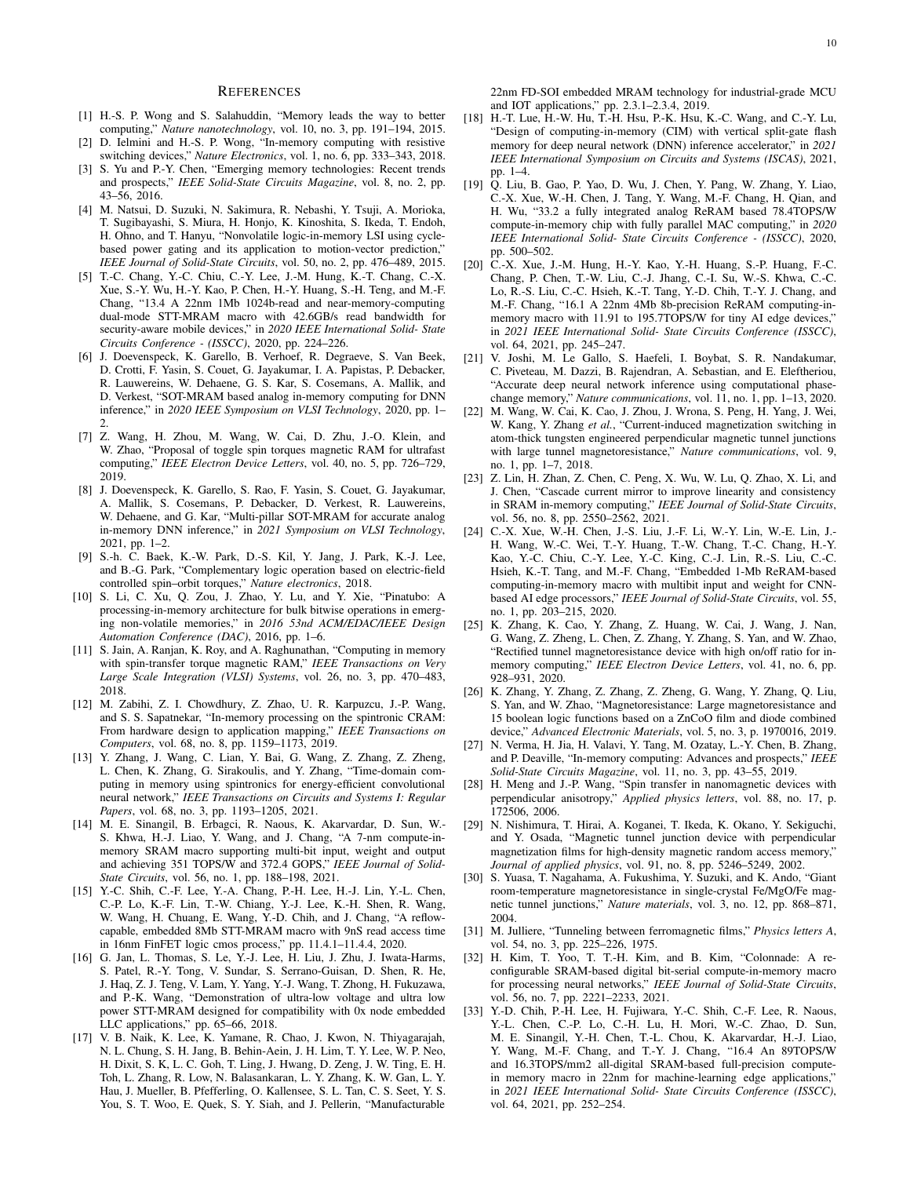# References

[1] H.-S. P. Wong and S. Salahuddin, "Memory leads the way to better computing," *Nature nanotechnology*, vol. 10, no. 3, pp. 191–194, 2015.

[2] D. Ielmini and H.-S. P. Wong, "In-memory computing with resistive switching devices," *Nature Electronics*, vol. 1, no. 6, pp. 333–343, 2018.

[3] S. Yu and P.-Y. Chen, "Emerging memory technologies: Recent trends and prospects," *IEEE Solid-State Circuits Magazine*, vol. 8, no. 2, pp. 43–56, 2016.

[4] M. Natsui, D. Suzuki, N. Sakimura, R. Nebashi, Y. Tsuji, A. Morioka, T. Sugibayashi, S. Miura, H. Honjo, K. Kinoshita, S. Ikeda, T. Endoh, H. Ohno, and T. Hanyu, "Nonvolatile logic-in-memory LSI using cycle-based power gating and its application to motion-vector prediction," *IEEE Journal of Solid-State Circuits*, vol. 50, no. 2, pp. 476–489, 2015.

[5] T.-C. Chang, Y.-C. Chiu, C.-Y. Lee, J.-M. Hung, K.-T. Chang, C.-X. Xue, S.-Y. Wu, H.-Y. Kao, P. Chen, H.-Y. Huang, S.-H. Teng, and M.-F. Chang, "13.4 A 22nm 1Mb 1024b-read and near-memory-computing dual-mode STT-MRAM macro with 42.6GB/s read bandwidth for security-aware mobile devices," in *2020 IEEE International Solid- State Circuits Conference - (ISSCC)*, 2020, pp. 224–226.

[6] J. Doevenspeck, K. Garello, B. Verhoef, R. Degraeve, S. Van Beek, D. Crotti, F. Yasin, S. Couet, G. Jayakumar, I. A. Papistas, P. Debacker, R. Lauwereins, W. Dehaene, G. S. Kar, S. Cosemans, A. Mallik, and D. Verkest, "SOT-MRAM based analog in-memory computing for DNN inference," in *2020 IEEE Symposium on VLSI Technology*, 2020, pp. 1–2.

[7] Z. Wang, H. Zhou, M. Wang, W. Cai, D. Zhu, J.-O. Klein, and W. Zhao, "Proposal of toggle spin torques magnetic RAM for ultrafast computing," *IEEE Electron Device Letters*, vol. 40, no. 5, pp. 726–729, 2019.

[8] J. Doevenspeck, K. Garello, S. Rao, F. Yasin, S. Couet, G. Jayakumar, A. Mallik, S. Cosemans, P. Debacker, D. Verkest, R. Lauwereins, W. Dehaene, and G. Kar, "Multi-pillar SOT-MRAM for accurate analog in-memory DNN inference," in *2021 Symposium on VLSI Technology*, 2021, pp. 1–2.

[9] S.-h. C. Baek, K.-W. Park, D.-S. Kil, Y. Jang, J. Park, K.-J. Lee, and B.-G. Park, "Complementary logic operation based on electric-field controlled spin–orbit torques," *Nature electronics*, 2018.

[10] S. Li, C. Xu, Q. Zou, J. Zhao, Y. Lu, and Y. Xie, "Pinatubo: A processing-in-memory architecture for bulk bitwise operations in emerging non-volatile memories," in *2016 53nd ACM/EDAC/IEEE Design Automation Conference (DAC)*, 2016, pp. 1–6.

[11] S. Jain, A. Ranjan, K. Roy, and A. Raghunathan, "Computing in memory with spin-transfer torque magnetic RAM," *IEEE Transactions on Very Large Scale Integration (VLSI) Systems*, vol. 26, no. 3, pp. 470–483, 2018.

[12] M. Zabihi, Z. I. Chowdhury, Z. Zhao, U. R. Karpuzcu, J.-P. Wang, and S. S. Sapatnekar, "In-memory processing on the spintronic CRAM: From hardware design to application mapping," *IEEE Transactions on Computers*, vol. 68, no. 8, pp. 1159–1173, 2019.

[13] Y. Zhang, J. Wang, C. Lian, Y. Bai, G. Wang, Z. Zhang, Z. Zheng, L. Chen, K. Zhang, G. Sirakoulis, and Y. Zhang, "Time-domain computing in memory using spintronics for energy-efficient convolutional neural network," *IEEE Transactions on Circuits and Systems I: Regular Papers*, vol. 68, no. 3, pp. 1193–1205, 2021.

[14] M. E. Sinangil, B. Erbagci, R. Naous, K. Akarvardar, D. Sun, W.-S. Khwa, H.-J. Liao, Y. Wang, and J. Chang, "A 7-nm compute-in-memory SRAM macro supporting multi-bit input, weight and output and achieving 351 TOPS/W and 372.4 GOPS," *IEEE Journal of Solid-State Circuits*, vol. 56, no. 1, pp. 188–198, 2021.

[15] Y.-C. Shih, C.-F. Lee, Y.-A. Chang, P.-H. Lee, H.-J. Lin, Y.-L. Chen, C.-P. Lo, K.-F. Lin, T.-W. Chiang, Y.-J. Lee, K.-H. Shen, R. Wang, W. Wang, H. Chuang, E. Wang, Y.-D. Chih, and J. Chang, "A reflow-capable, embedded 8Mb STT-MRAM macro with 9nS read access time in 16nm FinFET logic cmos process," pp. 11.4.1–11.4.4, 2020.

[16] G. Jan, L. Thomas, S. Le, Y.-J. Lee, H. Liu, J. Zhu, J. Iwata-Harms, S. Patel, R.-Y. Tong, V. Sundar, S. Serrano-Guisan, D. Shen, R. He, J. Haq, Z. J. Teng, V. Lam, Y. Yang, Y.-J. Wang, T. Zhong, H. Fukuzawa, and P.-K. Wang, "Demonstration of ultra-low voltage and ultra low power STT-MRAM designed for compatibility with 0x node embedded LLC applications," pp. 65–66, 2018.

[17] V. B. Naik, K. Lee, K. Yamane, R. Chao, J. Kwon, N. Thiyagarajah, N. L. Chung, S. H. Jang, B. Behin-Aein, J. H. Lim, T. Y. Lee, W. P. Neo, H. Dixit, S. K, L. C. Goh, T. Ling, J. Hwang, D. Zeng, J. W. Ting, E. H. Toh, L. Zhang, R. Low, N. Balasankaran, L. Y. Zhang, K. W. Gan, L. Y. Hau, J. Mueller, B. Pfefferling, O. Kallensee, S. L. Tan, C. S. Seet, Y. S. You, S. T. Woo, E. Quek, S. Y. Siah, and J. Pellerin, "Manufacturable 22nm FD-SOI embedded MRAM technology for industrial-grade MCU and IOT applications," pp. 2.3.1–2.3.4, 2019.

[18] H.-T. Lue, H.-W. Hu, T.-H. Hsu, P.-K. Hsu, K.-C. Wang, and C.-Y. Lu, "Design of computing-in-memory (CIM) with vertical split-gate flash memory for deep neural network (DNN) inference accelerator," in *2021 IEEE International Symposium on Circuits and Systems (ISCAS)*, 2021, pp. 1–4.

[19] Q. Liu, B. Gao, P. Yao, D. Wu, J. Chen, Y. Pang, W. Zhang, Y. Liao, C.-X. Xue, W.-H. Chen, J. Tang, Y. Wang, M.-F. Chang, H. Qian, and H. Wu, "33.2 a fully integrated analog ReRAM based 78.4TOPS/W compute-in-memory chip with fully parallel MAC computing," in *2020 IEEE International Solid- State Circuits Conference - (ISSCC)*, 2020, pp. 500–502.

[20] C.-X. Xue, J.-M. Hung, H.-Y. Kao, Y.-H. Huang, S.-P. Huang, F.-C. Chang, P. Chen, T.-W. Liu, C.-J. Jhang, C.-I. Su, W.-S. Khwa, C.-C. Lo, R.-S. Liu, C.-C. Hsieh, K.-T. Tang, Y.-D. Chih, T.-Y. J. Chang, and M.-F. Chang, "16.1 A 22nm 4Mb 8b-precision ReRAM computing-in-memory macro with 11.91 to 195.7TOPS/W for tiny AI edge devices," in *2021 IEEE International Solid- State Circuits Conference (ISSCC)*, vol. 64, 2021, pp. 245–247.

[21] V. Joshi, M. Le Gallo, S. Haefeli, I. Boybat, S. R. Nandakumar, C. Piveteau, M. Dazzi, B. Rajendran, A. Sebastian, and E. Eleftheriou, "Accurate deep neural network inference using computational phase-change memory," *Nature communications*, vol. 11, no. 1, pp. 1–13, 2020.

[22] M. Wang, W. Cai, K. Cao, J. Zhou, J. Wrona, S. Peng, H. Yang, J. Wei, W. Kang, Y. Zhang *et al.*, "Current-induced magnetization switching in atom-thick tungsten engineered perpendicular magnetic tunnel junctions with large tunnel magnetoresistance," *Nature communications*, vol. 9, no. 1, pp. 1–7, 2018.

[23] Z. Lin, H. Zhan, Z. Chen, C. Peng, X. Wu, W. Lu, Q. Zhao, X. Li, and J. Chen, "Cascade current mirror to improve linearity and consistency in SRAM in-memory computing," *IEEE Journal of Solid-State Circuits*, vol. 56, no. 8, pp. 2550–2562, 2021.

[24] C.-X. Xue, W.-H. Chen, J.-S. Liu, J.-F. Li, W.-Y. Lin, W.-E. Lin, J.-H. Wang, W.-C. Wei, T.-Y. Huang, T.-W. Chang, T.-C. Chang, H.-Y. Kao, Y.-C. Chiu, C.-Y. Lee, Y.-C. King, C.-J. Lin, R.-S. Liu, C.-C. Hsieh, K.-T. Tang, and M.-F. Chang, "Embedded 1-Mb ReRAM-based computing-in-memory macro with multibit input and weight for CNN-based AI edge processors," *IEEE Journal of Solid-State Circuits*, vol. 55, no. 1, pp. 203–215, 2020.

[25] K. Zhang, K. Cao, Y. Zhang, Z. Huang, W. Cai, J. Wang, J. Nan, G. Wang, Z. Zheng, L. Chen, Z. Zhang, Y. Zhang, S. Yan, and W. Zhao, "Rectified tunnel magnetoresistance device with high on/off ratio for in-memory computing," *IEEE Electron Device Letters*, vol. 41, no. 6, pp. 928–931, 2020.

[26] K. Zhang, Y. Zhang, Z. Zhang, Z. Zheng, G. Wang, Y. Zhang, Q. Liu, S. Yan, and W. Zhao, "Magnetoresistance: Large magnetoresistance and 15 boolean logic functions based on a ZnCoO film and diode combined device," *Advanced Electronic Materials*, vol. 5, no. 3, p. 1970016, 2019.

[27] N. Verma, H. Jia, H. Valavi, Y. Tang, M. Ozatay, L.-Y. Chen, B. Zhang, and P. Deaville, "In-memory computing: Advances and prospects," *IEEE Solid-State Circuits Magazine*, vol. 11, no. 3, pp. 43–55, 2019.

[28] H. Meng and J.-P. Wang, "Spin transfer in nanomagnetic devices with perpendicular anisotropy," *Applied physics letters*, vol. 88, no. 17, p. 172506, 2006.

[29] N. Nishimura, T. Hirai, A. Koganei, T. Ikeda, K. Okano, Y. Sekiguchi, and Y. Osada, "Magnetic tunnel junction device with perpendicular magnetization films for high-density magnetic random access memory," *Journal of applied physics*, vol. 91, no. 8, pp. 5246–5249, 2002.

[30] S. Yuasa, T. Nagahama, A. Fukushima, Y. Suzuki, and K. Ando, "Giant room-temperature magnetoresistance in single-crystal Fe/MgO/Fe magnetic tunnel junctions," *Nature materials*, vol. 3, no. 12, pp. 868–871, 2004.

[31] M. Julliere, "Tunneling between ferromagnetic films," *Physics letters A*, vol. 54, no. 3, pp. 225–226, 1975.

[32] H. Kim, T. Yoo, T. T.-H. Kim, and B. Kim, "Colonnade: A reconfigurable SRAM-based digital bit-serial compute-in-memory macro for processing neural networks," *IEEE Journal of Solid-State Circuits*, vol. 56, no. 7, pp. 2221–2233, 2021.

[33] Y.-D. Chih, P.-H. Lee, H. Fujiwara, Y.-C. Shih, C.-F. Lee, R. Naous, Y.-L. Chen, C.-P. Lo, C.-H. Lu, H. Mori, W.-C. Zhao, D. Sun, M. E. Sinangil, Y.-H. Chen, T.-L. Chou, K. Akarvardar, H.-J. Liao, Y. Wang, M.-F. Chang, and T.-Y. J. Chang, "16.4 An 89TOPS/W and 16.3TOPS/mm2 all-digital SRAM-based full-precision compute-in memory macro in 22nm for machine-learning edge applications," in *2021 IEEE International Solid- State Circuits Conference (ISSCC)*, vol. 64, 2021, pp. 252–254.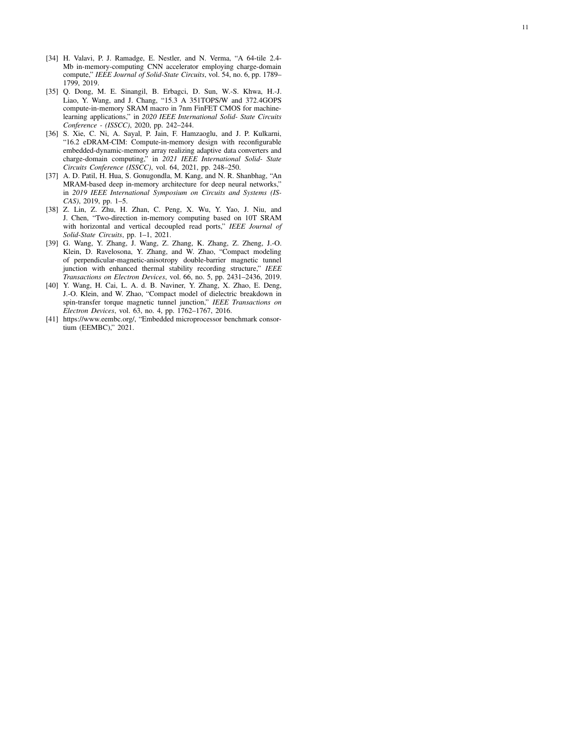[34] H. Valavi, P. J. Ramadge, E. Nestler, and N. Verma, "A 64-tile 2.4-Mb in-memory-computing CNN accelerator employing charge-domain compute," *IEEE Journal of Solid-State Circuits*, vol. 54, no. 6, pp. 1789–1799, 2019.

[35] Q. Dong, M. E. Sinangil, B. Erbagci, D. Sun, W.-S. Khwa, H.-J. Liao, Y. Wang, and J. Chang, "15.3 A 351TOPS/W and 372.4GOPS compute-in-memory SRAM macro in 7nm FinFET CMOS for machine-learning applications," in *2020 IEEE International Solid- State Circuits Conference - (ISSCC)*, 2020, pp. 242–244.

[36] S. Xie, C. Ni, A. Sayal, P. Jain, F. Hamzaoglu, and J. P. Kulkarni, "16.2 eDRAM-CIM: Compute-in-memory design with reconfigurable embedded-dynamic-memory array realizing adaptive data converters and charge-domain computing," in *2021 IEEE International Solid- State Circuits Conference (ISSCC)*, vol. 64, 2021, pp. 248–250.

[37] A. D. Patil, H. Hua, S. Gonugondla, M. Kang, and N. R. Shanbhag, "An MRAM-based deep in-memory architecture for deep neural networks," in *2019 IEEE International Symposium on Circuits and Systems (ISCAS)*, 2019, pp. 1–5.

[38] Z. Lin, Z. Zhu, H. Zhan, C. Peng, X. Wu, Y. Yao, J. Niu, and J. Chen, "Two-direction in-memory computing based on 10T SRAM with horizontal and vertical decoupled read ports," *IEEE Journal of Solid-State Circuits*, pp. 1–1, 2021.

[39] G. Wang, Y. Zhang, J. Wang, Z. Zhang, K. Zhang, Z. Zheng, J.-O. Klein, D. Ravelosona, Y. Zhang, and W. Zhao, "Compact modeling of perpendicular-magnetic-anisotropy double-barrier magnetic tunnel junction with enhanced thermal stability recording structure," *IEEE Transactions on Electron Devices*, vol. 66, no. 5, pp. 2431–2436, 2019.

[40] Y. Wang, H. Cai, L. A. d. B. Naviner, Y. Zhang, X. Zhao, E. Deng, J.-O. Klein, and W. Zhao, "Compact model of dielectric breakdown in spin-transfer torque magnetic tunnel junction," *IEEE Transactions on Electron Devices*, vol. 63, no. 4, pp. 1762–1767, 2016.

[41] https://www.eembc.org/, "Embedded microprocessor benchmark consortium (EEMBC)," 2021.